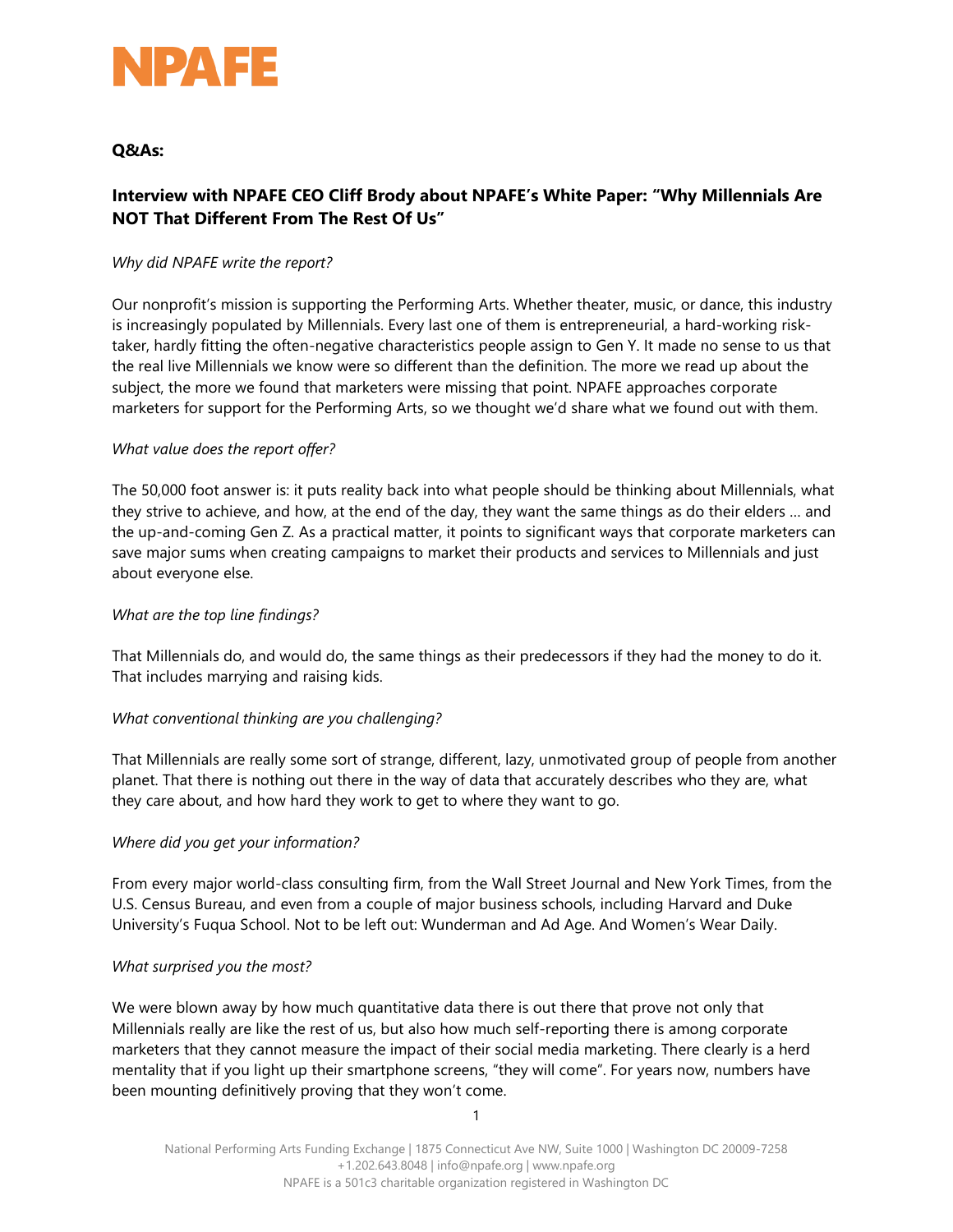# NPAFE

**Q&As:**

## Interview with NPAFE CEO Cliff Brody about NPAFE's White Paper: "Why Millennials Are NOT That Different From The Rest Of Us"

*Why did NPAFE write the report?*

Our nonprofit's mission is supporting the Performing Arts. Whether theater, music, or dance, this industry is increasingly populated by Millennials. Every last one of them is entrepreneurial, a hard-working risk-taker, hardly fitting the often-negative characteristics people assign to Gen Y. It made no sense to us that the real live Millennials we know were so different than the definition. The more we read up about the subject, the more we found that marketers were missing that point. NPAFE approaches corporate marketers for support for the Performing Arts, so we thought we'd share what we found out with them.

*What value does the report offer?*

The 50,000 foot answer is: it puts reality back into what people should be thinking about Millennials, what they strive to achieve, and how, at the end of the day, they want the same things as do their elders … and the up-and-coming Gen Z. As a practical matter, it points to significant ways that corporate marketers can save major sums when creating campaigns to market their products and services to Millennials and just about everyone else.

*What are the top line findings?*

That Millennials do, and would do, the same things as their predecessors if they had the money to do it. That includes marrying and raising kids.

*What conventional thinking are you challenging?*

That Millennials are really some sort of strange, different, lazy, unmotivated group of people from another planet. That there is nothing out there in the way of data that accurately describes who they are, what they care about, and how hard they work to get to where they want to go.

*Where did you get your information?*

From every major world-class consulting firm, from the Wall Street Journal and New York Times, from the U.S. Census Bureau, and even from a couple of major business schools, including Harvard and Duke University's Fuqua School. Not to be left out: Wunderman and Ad Age. And Women's Wear Daily.

*What surprised you the most?*

We were blown away by how much quantitative data there is out there that prove not only that Millennials really are like the rest of us, but also how much self-reporting there is among corporate marketers that they cannot measure the impact of their social media marketing. There clearly is a herd mentality that if you light up their smartphone screens, "they will come". For years now, numbers have been mounting definitively proving that they won't come.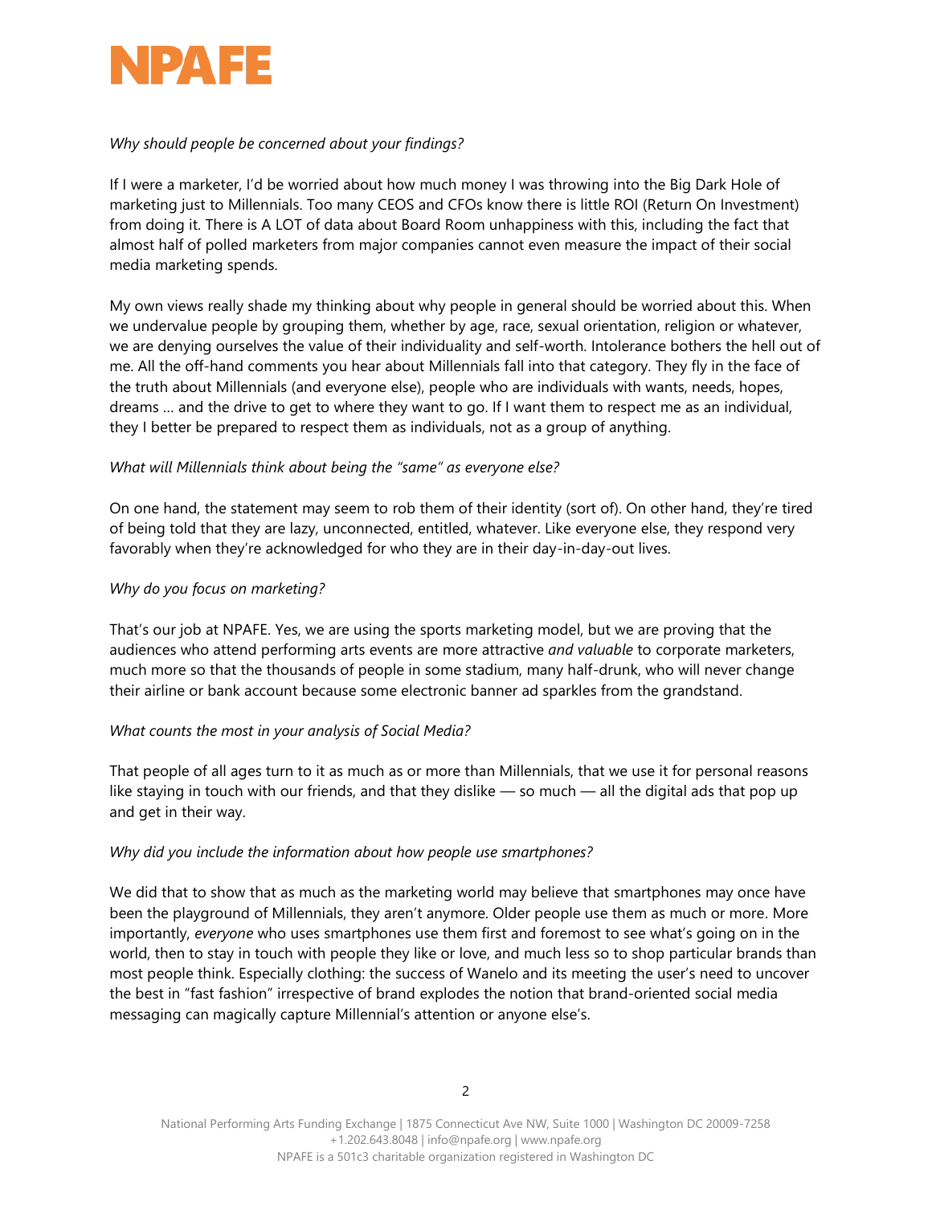*Why should people be concerned about your findings?*

If I were a marketer, I'd be worried about how much money I was throwing into the Big Dark Hole of marketing just to Millennials. Too many CEOS and CFOs know there is little ROI (Return On Investment) from doing it. There is A LOT of data about Board Room unhappiness with this, including the fact that almost half of polled marketers from major companies cannot even measure the impact of their social media marketing spends.

My own views really shade my thinking about why people in general should be worried about this. When we undervalue people by grouping them, whether by age, race, sexual orientation, religion or whatever, we are denying ourselves the value of their individuality and self-worth. Intolerance bothers the hell out of me. All the off-hand comments you hear about Millennials fall into that category. They fly in the face of the truth about Millennials (and everyone else), people who are individuals with wants, needs, hopes, dreams … and the drive to get to where they want to go. If I want them to respect me as an individual, they I better be prepared to respect them as individuals, not as a group of anything.

*What will Millennials think about being the "same" as everyone else?*

On one hand, the statement may seem to rob them of their identity (sort of). On other hand, they're tired of being told that they are lazy, unconnected, entitled, whatever. Like everyone else, they respond very favorably when they're acknowledged for who they are in their day-in-day-out lives.

*Why do you focus on marketing?*

That's our job at NPAFE. Yes, we are using the sports marketing model, but we are proving that the audiences who attend performing arts events are more attractive *and valuable* to corporate marketers, much more so that the thousands of people in some stadium, many half-drunk, who will never change their airline or bank account because some electronic banner ad sparkles from the grandstand.

*What counts the most in your analysis of Social Media?*

That people of all ages turn to it as much as or more than Millennials, that we use it for personal reasons like staying in touch with our friends, and that they dislike — so much — all the digital ads that pop up and get in their way.

*Why did you include the information about how people use smartphones?*

We did that to show that as much as the marketing world may believe that smartphones may once have been the playground of Millennials, they aren't anymore. Older people use them as much or more. More importantly, *everyone* who uses smartphones use them first and foremost to see what's going on in the world, then to stay in touch with people they like or love, and much less so to shop particular brands than most people think. Especially clothing: the success of Wanelo and its meeting the user's need to uncover the best in "fast fashion" irrespective of brand explodes the notion that brand-oriented social media messaging can magically capture Millennial's attention or anyone else's.